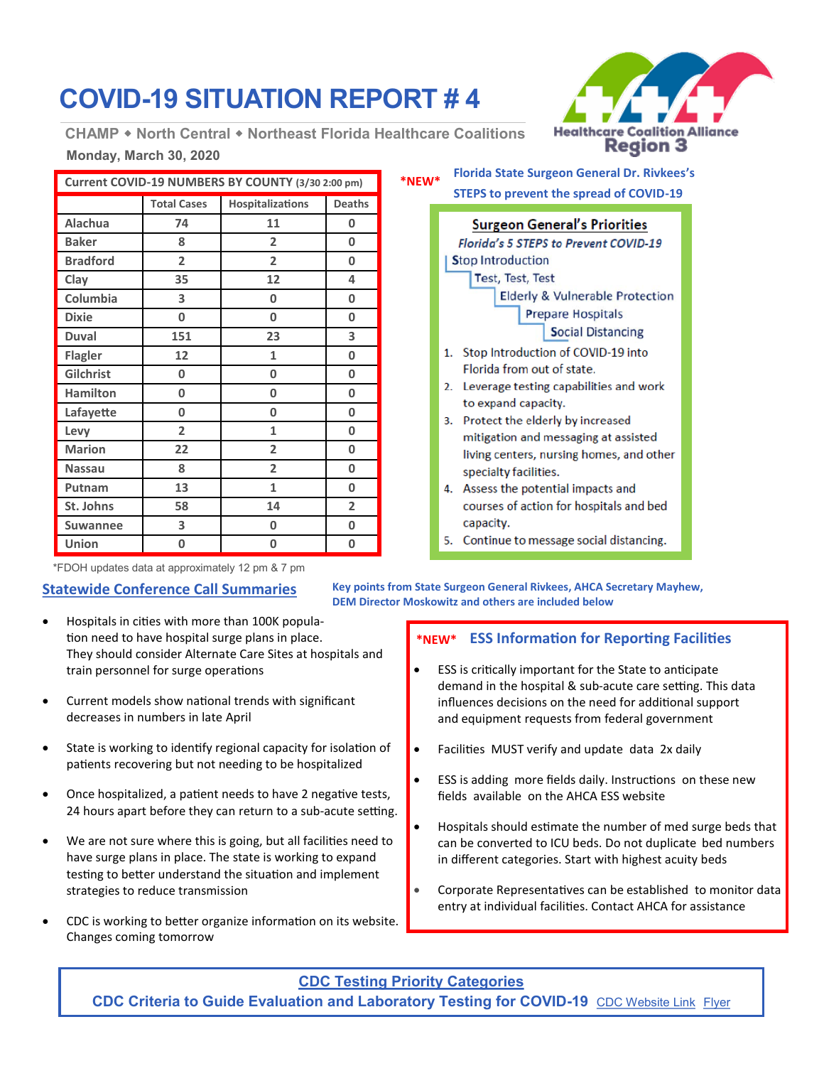# COVID-19 SITUATION REPORT # 4

**CHAMP ◆ North Central ◆ Northeast Florida Healthcare Coalitions**

**Monday, March 30, 2020**

Healthcare Coalition Alliance Region 3

**Current COVID-19 NUMBERS BY COUNTY (3/30 2:00 pm)**

| | Total Cases | Hospitalizations | Deaths |
|---|---|---|---|
| Alachua | 74 | 11 | 0 |
| Baker | 8 | 2 | 0 |
| Bradford | 2 | 2 | 0 |
| Clay | 35 | 12 | 4 |
| Columbia | 3 | 0 | 0 |
| Dixie | 0 | 0 | 0 |
| Duval | 151 | 23 | 3 |
| Flagler | 12 | 1 | 0 |
| Gilchrist | 0 | 0 | 0 |
| Hamilton | 0 | 0 | 0 |
| Lafayette | 0 | 0 | 0 |
| Levy | 2 | 1 | 0 |
| Marion | 22 | 2 | 0 |
| Nassau | 8 | 2 | 0 |
| Putnam | 13 | 1 | 0 |
| St. Johns | 58 | 14 | 2 |
| Suwannee | 3 | 0 | 0 |
| Union | 0 | 0 | 0 |

*FDOH updates data at approximately 12 pm & 7 pm

**\*NEW\* Florida State Surgeon General Dr. Rivkees's STEPS to prevent the spread of COVID-19**

**Surgeon General's Priorities**

*Florida's 5 STEPS to Prevent COVID-19*

- Stop Introduction
- Test, Test, Test
- Elderly & Vulnerable Protection
- Prepare Hospitals
- Social Distancing

1. Stop Introduction of COVID-19 into Florida from out of state.
2. Leverage testing capabilities and work to expand capacity.
3. Protect the elderly by increased mitigation and messaging at assisted living centers, nursing homes, and other specialty facilities.
4. Assess the potential impacts and courses of action for hospitals and bed capacity.
5. Continue to message social distancing.

## Statewide Conference Call Summaries

**Key points from State Surgeon General Rivkees, AHCA Secretary Mayhew, DEM Director Moskowitz and others are included below**

- Hospitals in cities with more than 100K population need to have hospital surge plans in place. They should consider Alternate Care Sites at hospitals and train personnel for surge operations
- Current models show national trends with significant decreases in numbers in late April
- State is working to identify regional capacity for isolation of patients recovering but not needing to be hospitalized
- Once hospitalized, a patient needs to have 2 negative tests, 24 hours apart before they can return to a sub-acute setting.
- We are not sure where this is going, but all facilities need to have surge plans in place. The state is working to expand testing to better understand the situation and implement strategies to reduce transmission
- CDC is working to better organize information on its website. Changes coming tomorrow

### *NEW* ESS Information for Reporting Facilities

- ESS is critically important for the State to anticipate demand in the hospital & sub-acute care setting. This data influences decisions on the need for additional support and equipment requests from federal government
- Facilities MUST verify and update data 2x daily
- ESS is adding more fields daily. Instructions on these new fields available on the AHCA ESS website
- Hospitals should estimate the number of med surge beds that can be converted to ICU beds. Do not duplicate bed numbers in different categories. Start with highest acuity beds
- Corporate Representatives can be established to monitor data entry at individual facilities. Contact AHCA for assistance

**CDC Testing Priority Categories**

**CDC Criteria to Guide Evaluation and Laboratory Testing for COVID-19** CDC Website Link Flyer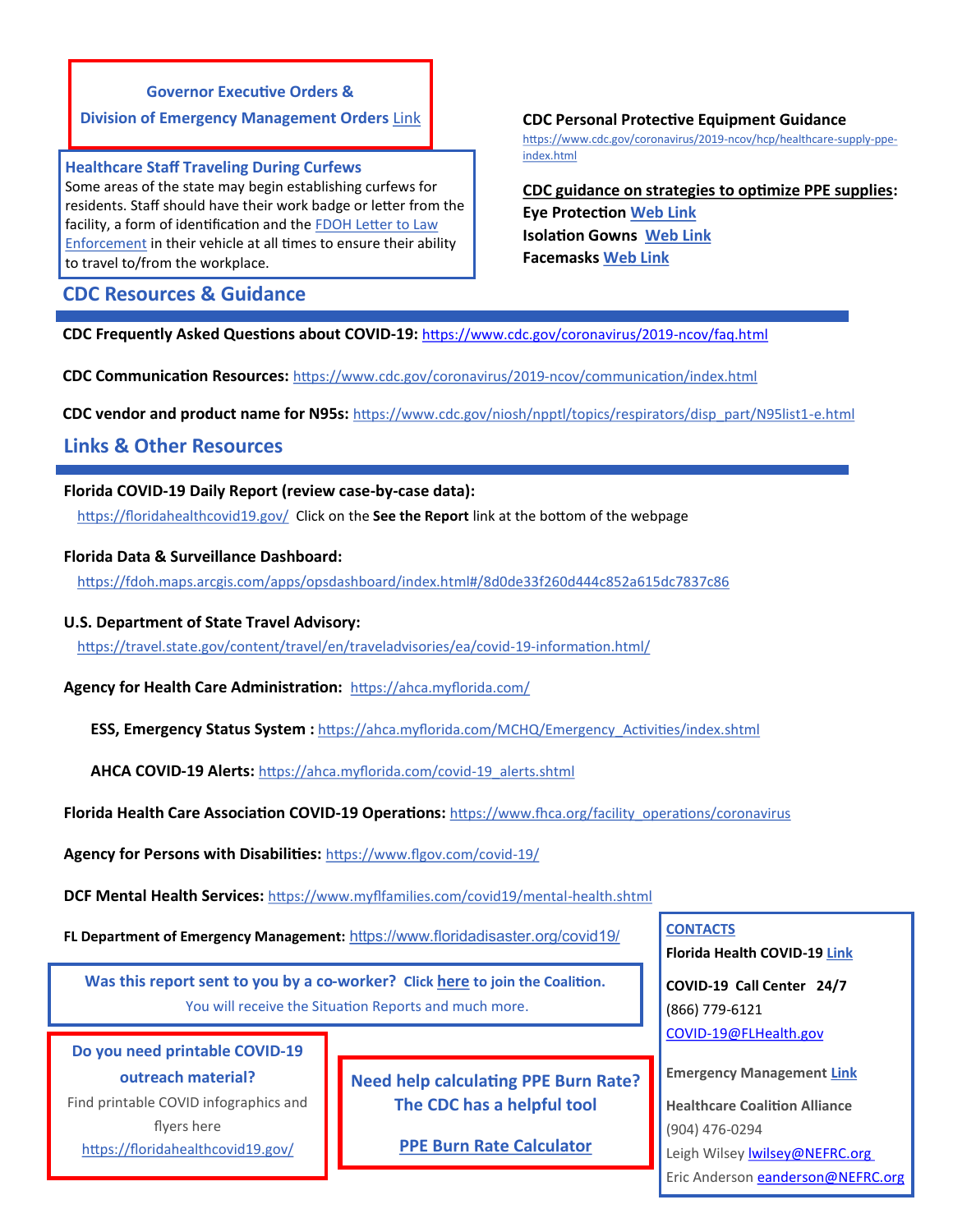**Governor Executive Orders &**
**Division of Emergency Management Orders** Link

### Healthcare Staff Traveling During Curfews

Some areas of the state may begin establishing curfews for residents. Staff should have their work badge or letter from the facility, a form of identification and the FDOH Letter to Law Enforcement in their vehicle at all times to ensure their ability to travel to/from the workplace.

**CDC Personal Protective Equipment Guidance**
https://www.cdc.gov/coronavirus/2019-ncov/hcp/healthcare-supply-ppe-index.html

**CDC guidance on strategies to optimize PPE supplies:**
**Eye Protection** Web Link
**Isolation Gowns** Web Link
**Facemasks** Web Link

## CDC Resources & Guidance

**CDC Frequently Asked Questions about COVID-19:** https://www.cdc.gov/coronavirus/2019-ncov/faq.html

**CDC Communication Resources:** https://www.cdc.gov/coronavirus/2019-ncov/communication/index.html

**CDC vendor and product name for N95s:** https://www.cdc.gov/niosh/npptl/topics/respirators/disp_part/N95list1-e.html

## Links & Other Resources

**Florida COVID-19 Daily Report (review case-by-case data):**
https://floridahealthcovid19.gov/ Click on the **See the Report** link at the bottom of the webpage

**Florida Data & Surveillance Dashboard:**
https://fdoh.maps.arcgis.com/apps/opsdashboard/index.html#/8d0de33f260d444c852a615dc7837c86

**U.S. Department of State Travel Advisory:**
https://travel.state.gov/content/travel/en/traveladvisories/ea/covid-19-information.html/

**Agency for Health Care Administration:** https://ahca.myflorida.com/

**ESS, Emergency Status System :** https://ahca.myflorida.com/MCHQ/Emergency_Activities/index.shtml

**AHCA COVID-19 Alerts:** https://ahca.myflorida.com/covid-19_alerts.shtml

**Florida Health Care Association COVID-19 Operations:** https://www.fhca.org/facility_operations/coronavirus

**Agency for Persons with Disabilities:** https://www.flgov.com/covid-19/

**DCF Mental Health Services:** https://www.myflfamilies.com/covid19/mental-health.shtml

**FL Department of Emergency Management:** https://www.floridadisaster.org/covid19/

**Was this report sent to you by a co-worker? Click here to join the Coalition.**
You will receive the Situation Reports and much more.

**Do you need printable COVID-19 outreach material?**
Find printable COVID infographics and flyers here
https://floridahealthcovid19.gov/

**Need help calculating PPE Burn Rate? The CDC has a helpful tool**

**PPE Burn Rate Calculator**

**CONTACTS**

**Florida Health COVID-19** Link

**COVID-19 Call Center 24/7**
(866) 779-6121
COVID-19@FLHealth.gov

**Emergency Management** Link

**Healthcare Coalition Alliance**
(904) 476-0294
Leigh Wilsey lwilsey@NEFRC.org
Eric Anderson eanderson@NEFRC.org